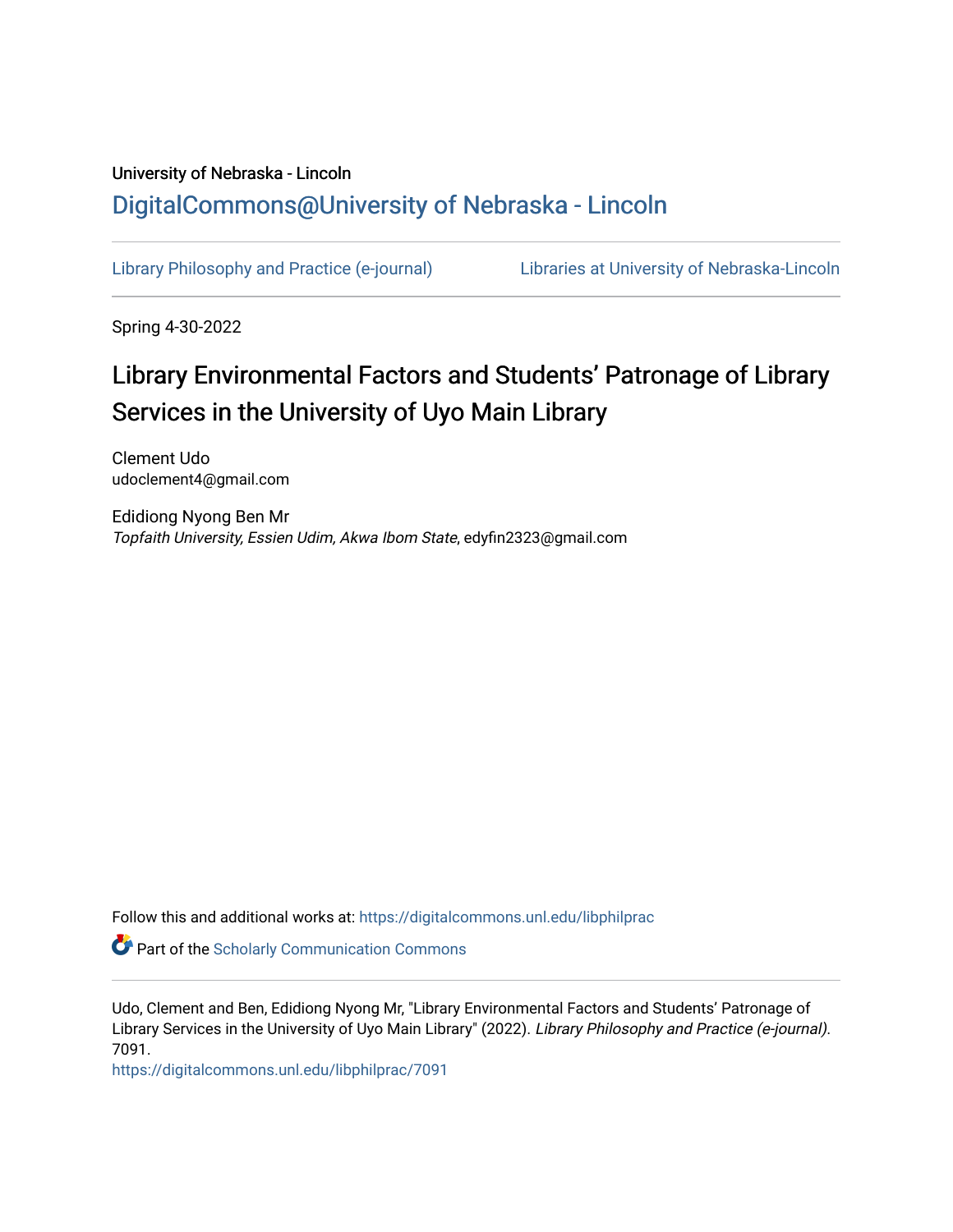University of Nebraska - Lincoln

## DigitalCommons@University of Nebraska - Lincoln

Library Philosophy and Practice (e-journal) | Libraries at University of Nebraska-Lincoln

Spring 4-30-2022

# Library Environmental Factors and Students' Patronage of Library Services in the University of Uyo Main Library

Clement Udo
udoclement4@gmail.com

Edidiong Nyong Ben Mr
*Topfaith University, Essien Udim, Akwa Ibom State*, edyfin2323@gmail.com

Follow this and additional works at: https://digitalcommons.unl.edu/libphilprac

Part of the Scholarly Communication Commons

Udo, Clement and Ben, Edidiong Nyong Mr, "Library Environmental Factors and Students' Patronage of Library Services in the University of Uyo Main Library" (2022). *Library Philosophy and Practice (e-journal)*. 7091.
https://digitalcommons.unl.edu/libphilprac/7091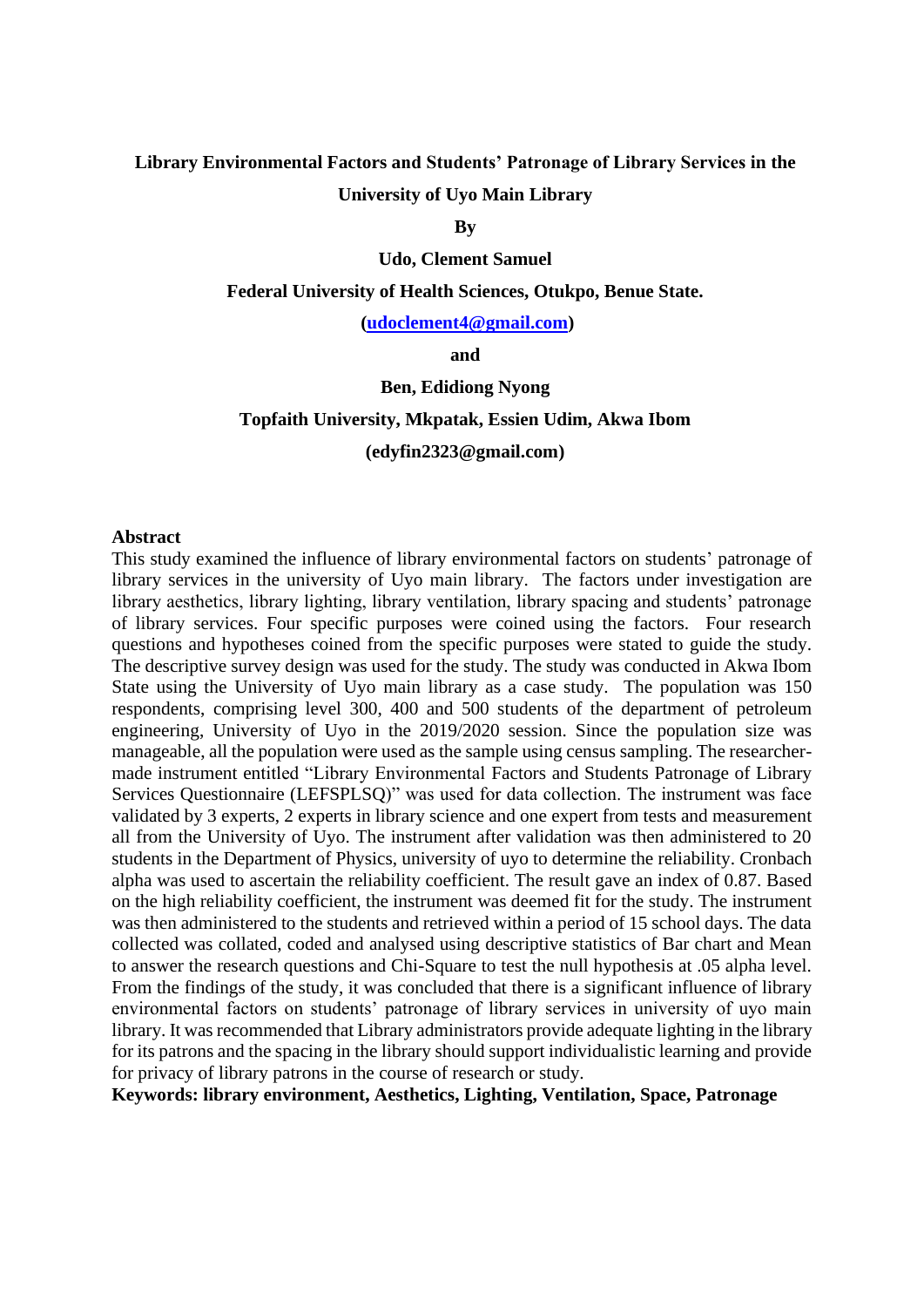**Library Environmental Factors and Students' Patronage of Library Services in the University of Uyo Main Library**

**By**

**Udo, Clement Samuel**

**Federal University of Health Sciences, Otukpo, Benue State.**

**(udoclement4@gmail.com)**

**and**

**Ben, Edidiong Nyong**

**Topfaith University, Mkpatak, Essien Udim, Akwa Ibom**

**(edyfin2323@gmail.com)**

## Abstract

This study examined the influence of library environmental factors on students' patronage of library services in the university of Uyo main library. The factors under investigation are library aesthetics, library lighting, library ventilation, library spacing and students' patronage of library services. Four specific purposes were coined using the factors. Four research questions and hypotheses coined from the specific purposes were stated to guide the study. The descriptive survey design was used for the study. The study was conducted in Akwa Ibom State using the University of Uyo main library as a case study. The population was 150 respondents, comprising level 300, 400 and 500 students of the department of petroleum engineering, University of Uyo in the 2019/2020 session. Since the population size was manageable, all the population were used as the sample using census sampling. The researcher-made instrument entitled "Library Environmental Factors and Students Patronage of Library Services Questionnaire (LEFSPLSQ)" was used for data collection. The instrument was face validated by 3 experts, 2 experts in library science and one expert from tests and measurement all from the University of Uyo. The instrument after validation was then administered to 20 students in the Department of Physics, university of uyo to determine the reliability. Cronbach alpha was used to ascertain the reliability coefficient. The result gave an index of 0.87. Based on the high reliability coefficient, the instrument was deemed fit for the study. The instrument was then administered to the students and retrieved within a period of 15 school days. The data collected was collated, coded and analysed using descriptive statistics of Bar chart and Mean to answer the research questions and Chi-Square to test the null hypothesis at .05 alpha level. From the findings of the study, it was concluded that there is a significant influence of library environmental factors on students' patronage of library services in university of uyo main library. It was recommended that Library administrators provide adequate lighting in the library for its patrons and the spacing in the library should support individualistic learning and provide for privacy of library patrons in the course of research or study.

**Keywords: library environment, Aesthetics, Lighting, Ventilation, Space, Patronage**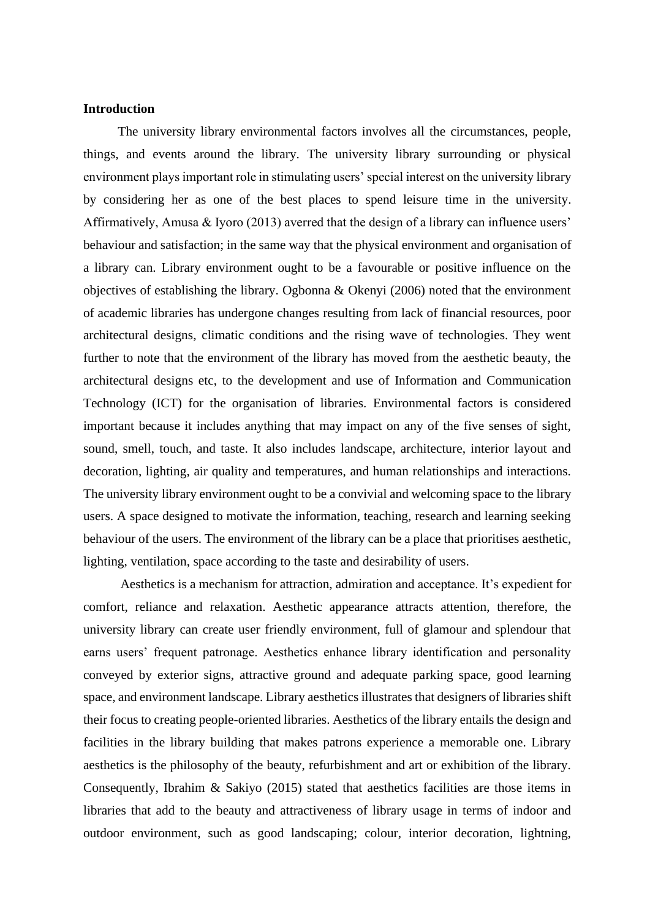**Introduction**

The university library environmental factors involves all the circumstances, people, things, and events around the library. The university library surrounding or physical environment plays important role in stimulating users' special interest on the university library by considering her as one of the best places to spend leisure time in the university. Affirmatively, Amusa & Iyoro (2013) averred that the design of a library can influence users' behaviour and satisfaction; in the same way that the physical environment and organisation of a library can. Library environment ought to be a favourable or positive influence on the objectives of establishing the library. Ogbonna & Okenyi (2006) noted that the environment of academic libraries has undergone changes resulting from lack of financial resources, poor architectural designs, climatic conditions and the rising wave of technologies. They went further to note that the environment of the library has moved from the aesthetic beauty, the architectural designs etc, to the development and use of Information and Communication Technology (ICT) for the organisation of libraries. Environmental factors is considered important because it includes anything that may impact on any of the five senses of sight, sound, smell, touch, and taste. It also includes landscape, architecture, interior layout and decoration, lighting, air quality and temperatures, and human relationships and interactions. The university library environment ought to be a convivial and welcoming space to the library users. A space designed to motivate the information, teaching, research and learning seeking behaviour of the users. The environment of the library can be a place that prioritises aesthetic, lighting, ventilation, space according to the taste and desirability of users.

Aesthetics is a mechanism for attraction, admiration and acceptance. It's expedient for comfort, reliance and relaxation. Aesthetic appearance attracts attention, therefore, the university library can create user friendly environment, full of glamour and splendour that earns users' frequent patronage. Aesthetics enhance library identification and personality conveyed by exterior signs, attractive ground and adequate parking space, good learning space, and environment landscape. Library aesthetics illustrates that designers of libraries shift their focus to creating people-oriented libraries. Aesthetics of the library entails the design and facilities in the library building that makes patrons experience a memorable one. Library aesthetics is the philosophy of the beauty, refurbishment and art or exhibition of the library. Consequently, Ibrahim & Sakiyo (2015) stated that aesthetics facilities are those items in libraries that add to the beauty and attractiveness of library usage in terms of indoor and outdoor environment, such as good landscaping; colour, interior decoration, lightning,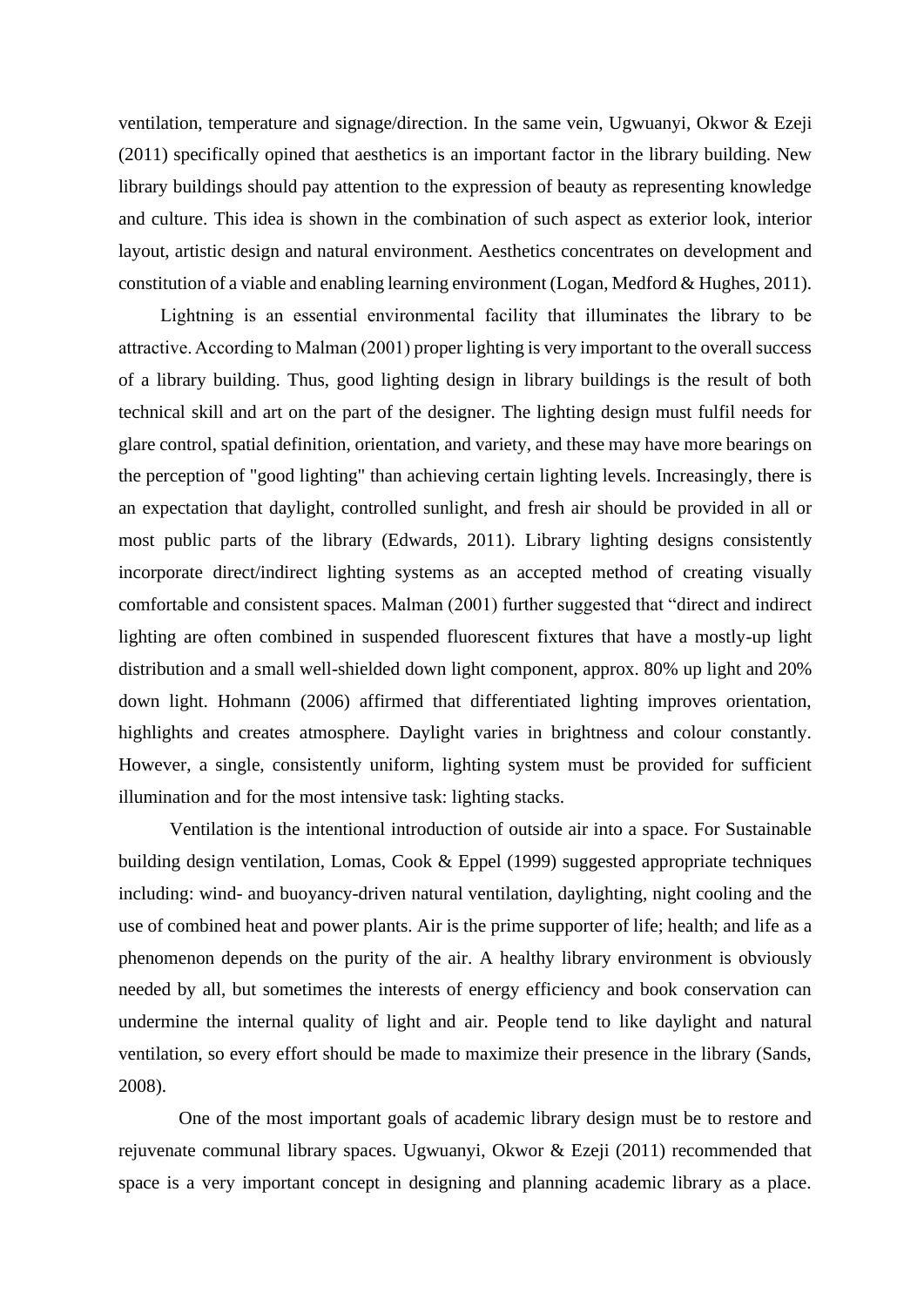ventilation, temperature and signage/direction. In the same vein, Ugwuanyi, Okwor & Ezeji (2011) specifically opined that aesthetics is an important factor in the library building. New library buildings should pay attention to the expression of beauty as representing knowledge and culture. This idea is shown in the combination of such aspect as exterior look, interior layout, artistic design and natural environment. Aesthetics concentrates on development and constitution of a viable and enabling learning environment (Logan, Medford & Hughes, 2011).

Lightning is an essential environmental facility that illuminates the library to be attractive. According to Malman (2001) proper lighting is very important to the overall success of a library building. Thus, good lighting design in library buildings is the result of both technical skill and art on the part of the designer. The lighting design must fulfil needs for glare control, spatial definition, orientation, and variety, and these may have more bearings on the perception of "good lighting" than achieving certain lighting levels. Increasingly, there is an expectation that daylight, controlled sunlight, and fresh air should be provided in all or most public parts of the library (Edwards, 2011). Library lighting designs consistently incorporate direct/indirect lighting systems as an accepted method of creating visually comfortable and consistent spaces. Malman (2001) further suggested that "direct and indirect lighting are often combined in suspended fluorescent fixtures that have a mostly-up light distribution and a small well-shielded down light component, approx. 80% up light and 20% down light. Hohmann (2006) affirmed that differentiated lighting improves orientation, highlights and creates atmosphere. Daylight varies in brightness and colour constantly. However, a single, consistently uniform, lighting system must be provided for sufficient illumination and for the most intensive task: lighting stacks.

Ventilation is the intentional introduction of outside air into a space. For Sustainable building design ventilation, Lomas, Cook & Eppel (1999) suggested appropriate techniques including: wind- and buoyancy-driven natural ventilation, daylighting, night cooling and the use of combined heat and power plants. Air is the prime supporter of life; health; and life as a phenomenon depends on the purity of the air. A healthy library environment is obviously needed by all, but sometimes the interests of energy efficiency and book conservation can undermine the internal quality of light and air. People tend to like daylight and natural ventilation, so every effort should be made to maximize their presence in the library (Sands, 2008).

One of the most important goals of academic library design must be to restore and rejuvenate communal library spaces. Ugwuanyi, Okwor & Ezeji (2011) recommended that space is a very important concept in designing and planning academic library as a place.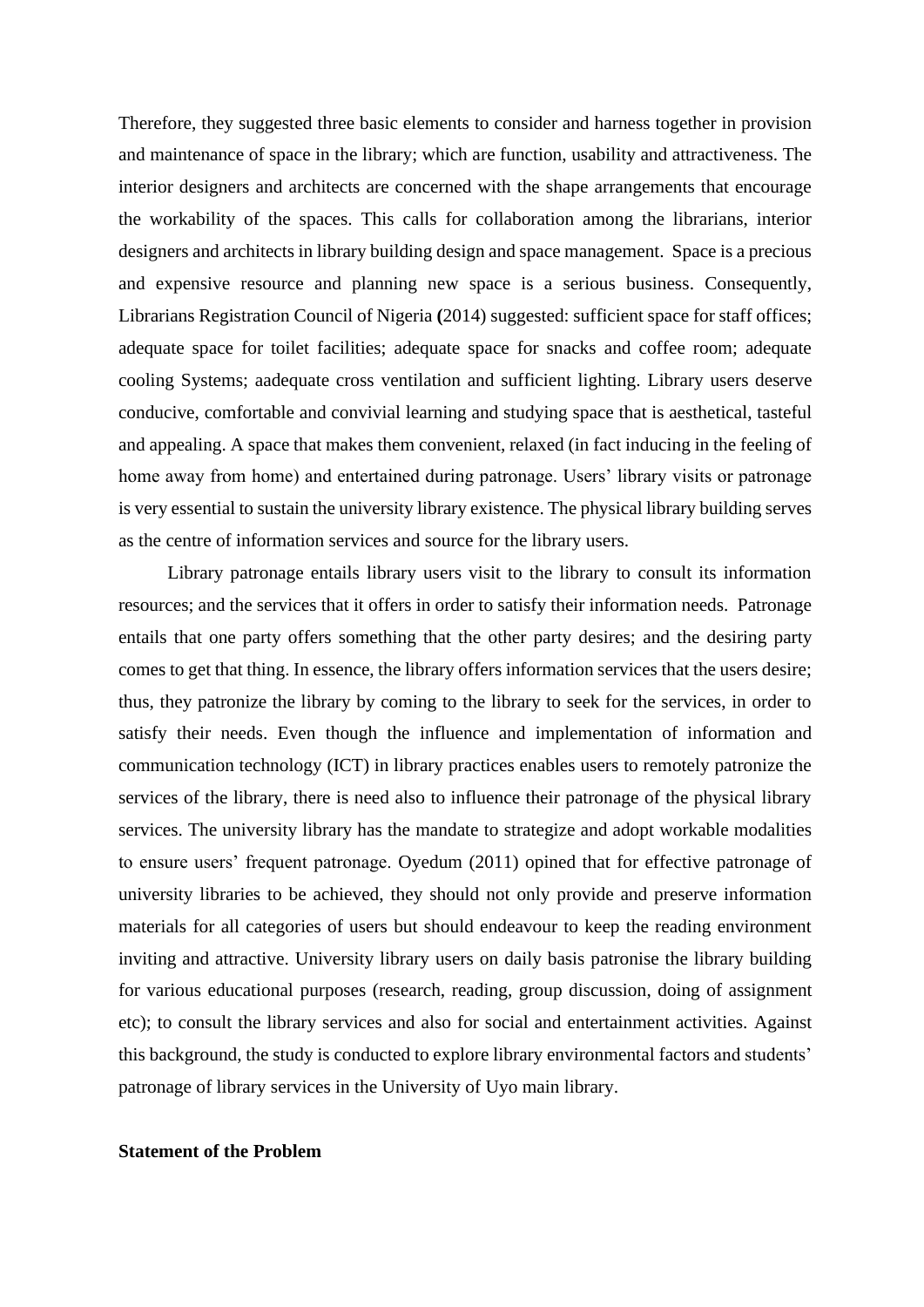Therefore, they suggested three basic elements to consider and harness together in provision and maintenance of space in the library; which are function, usability and attractiveness. The interior designers and architects are concerned with the shape arrangements that encourage the workability of the spaces. This calls for collaboration among the librarians, interior designers and architects in library building design and space management.  Space is a precious and expensive resource and planning new space is a serious business. Consequently, Librarians Registration Council of Nigeria **(**2014) suggested: sufficient space for staff offices; adequate space for toilet facilities; adequate space for snacks and coffee room; adequate cooling Systems; aadequate cross ventilation and sufficient lighting. Library users deserve conducive, comfortable and convivial learning and studying space that is aesthetical, tasteful and appealing. A space that makes them convenient, relaxed (in fact inducing in the feeling of home away from home) and entertained during patronage. Users' library visits or patronage is very essential to sustain the university library existence. The physical library building serves as the centre of information services and source for the library users.

Library patronage entails library users visit to the library to consult its information resources; and the services that it offers in order to satisfy their information needs.  Patronage entails that one party offers something that the other party desires; and the desiring party comes to get that thing. In essence, the library offers information services that the users desire; thus, they patronize the library by coming to the library to seek for the services, in order to satisfy their needs. Even though the influence and implementation of information and communication technology (ICT) in library practices enables users to remotely patronize the services of the library, there is need also to influence their patronage of the physical library services. The university library has the mandate to strategize and adopt workable modalities to ensure users' frequent patronage. Oyedum (2011) opined that for effective patronage of university libraries to be achieved, they should not only provide and preserve information materials for all categories of users but should endeavour to keep the reading environment inviting and attractive. University library users on daily basis patronise the library building for various educational purposes (research, reading, group discussion, doing of assignment etc); to consult the library services and also for social and entertainment activities. Against this background, the study is conducted to explore library environmental factors and students' patronage of library services in the University of Uyo main library.

**Statement of the Problem**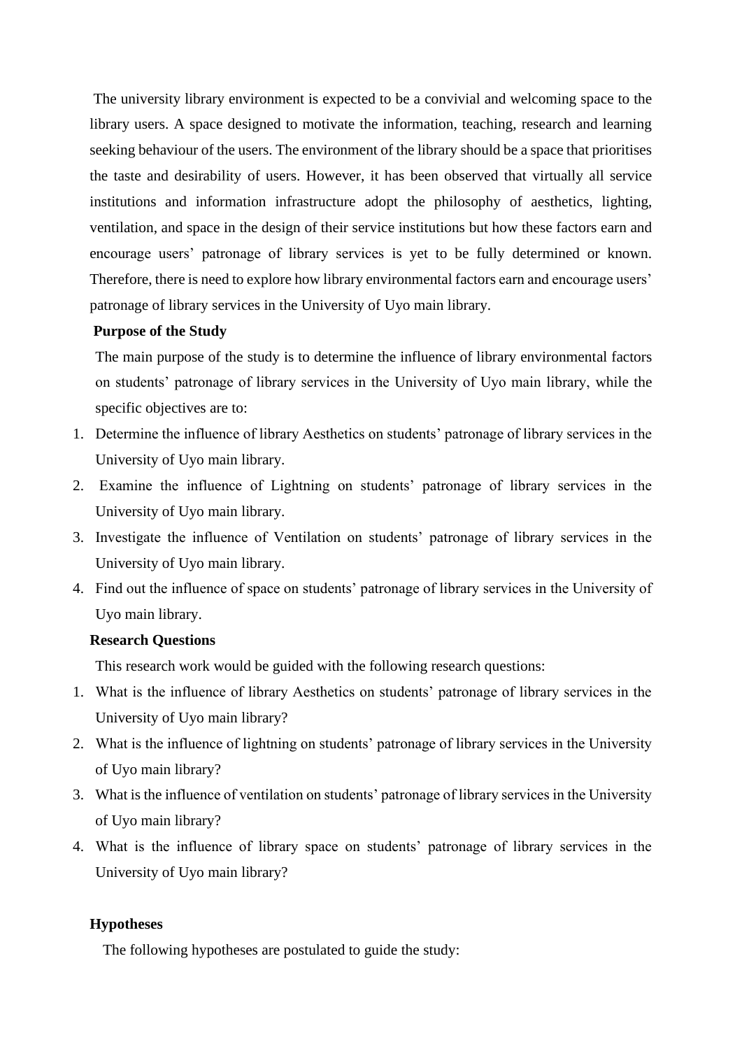The university library environment is expected to be a convivial and welcoming space to the library users. A space designed to motivate the information, teaching, research and learning seeking behaviour of the users. The environment of the library should be a space that prioritises the taste and desirability of users. However, it has been observed that virtually all service institutions and information infrastructure adopt the philosophy of aesthetics, lighting, ventilation, and space in the design of their service institutions but how these factors earn and encourage users' patronage of library services is yet to be fully determined or known. Therefore, there is need to explore how library environmental factors earn and encourage users' patronage of library services in the University of Uyo main library.

**Purpose of the Study**

The main purpose of the study is to determine the influence of library environmental factors on students' patronage of library services in the University of Uyo main library, while the specific objectives are to:

1. Determine the influence of library Aesthetics on students' patronage of library services in the University of Uyo main library.
2. Examine the influence of Lightning on students' patronage of library services in the University of Uyo main library.
3. Investigate the influence of Ventilation on students' patronage of library services in the University of Uyo main library.
4. Find out the influence of space on students' patronage of library services in the University of Uyo main library.

**Research Questions**

This research work would be guided with the following research questions:

1. What is the influence of library Aesthetics on students' patronage of library services in the University of Uyo main library?
2. What is the influence of lightning on students' patronage of library services in the University of Uyo main library?
3. What is the influence of ventilation on students' patronage of library services in the University of Uyo main library?
4. What is the influence of library space on students' patronage of library services in the University of Uyo main library?

**Hypotheses**

The following hypotheses are postulated to guide the study: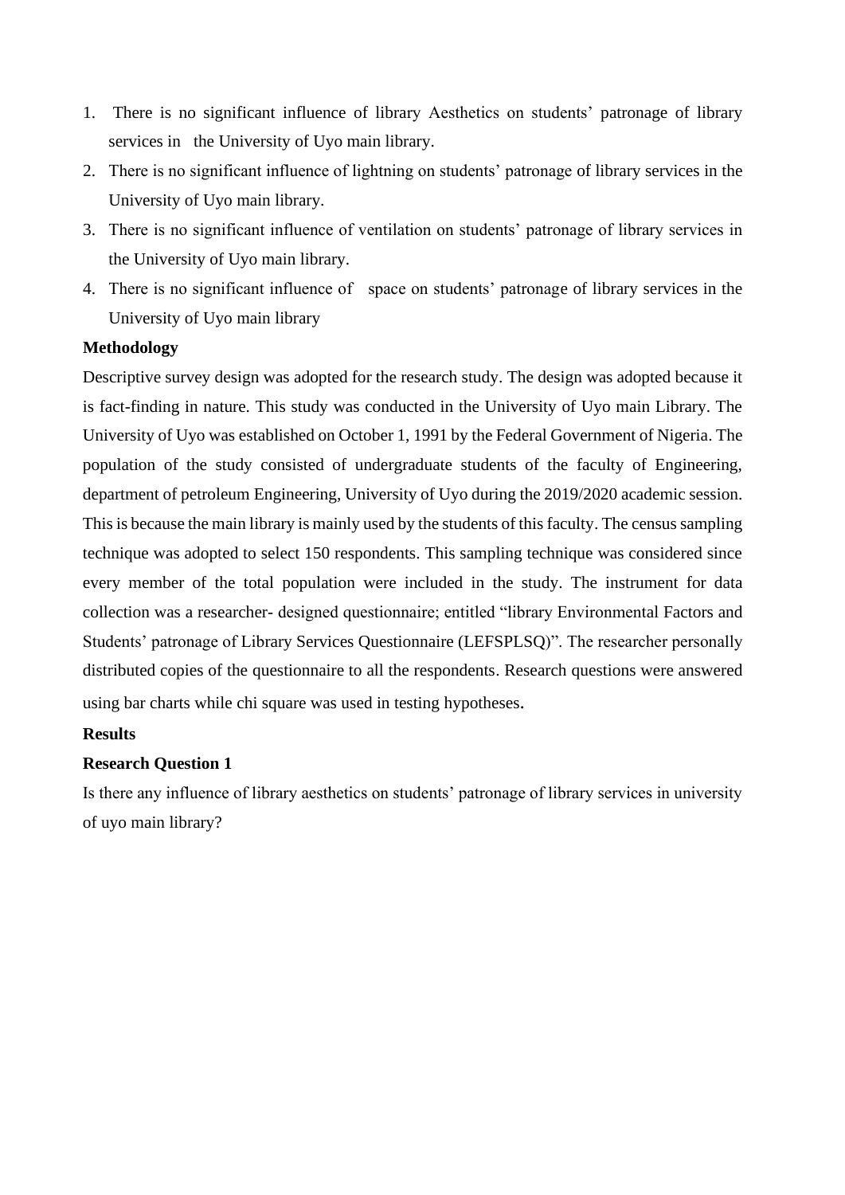1. There is no significant influence of library Aesthetics on students' patronage of library services in the University of Uyo main library.
2. There is no significant influence of lightning on students' patronage of library services in the University of Uyo main library.
3. There is no significant influence of ventilation on students' patronage of library services in the University of Uyo main library.
4. There is no significant influence of space on students' patronage of library services in the University of Uyo main library

**Methodology**

Descriptive survey design was adopted for the research study. The design was adopted because it is fact-finding in nature. This study was conducted in the University of Uyo main Library. The University of Uyo was established on October 1, 1991 by the Federal Government of Nigeria. The population of the study consisted of undergraduate students of the faculty of Engineering, department of petroleum Engineering, University of Uyo during the 2019/2020 academic session. This is because the main library is mainly used by the students of this faculty. The census sampling technique was adopted to select 150 respondents. This sampling technique was considered since every member of the total population were included in the study. The instrument for data collection was a researcher- designed questionnaire; entitled "library Environmental Factors and Students' patronage of Library Services Questionnaire (LEFSPLSQ)". The researcher personally distributed copies of the questionnaire to all the respondents. Research questions were answered using bar charts while chi square was used in testing hypotheses.

**Results**

**Research Question 1**

Is there any influence of library aesthetics on students' patronage of library services in university of uyo main library?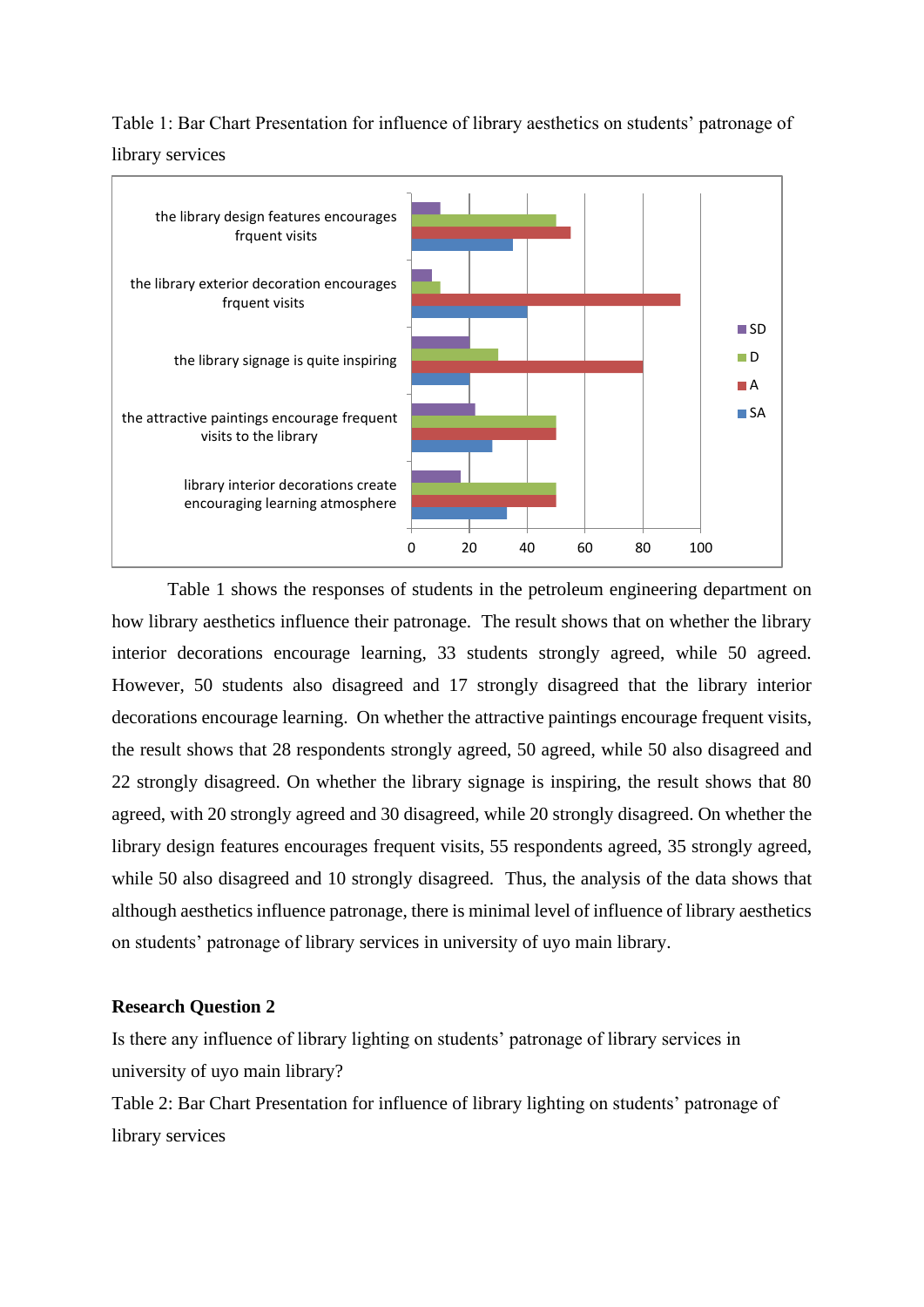Table 1: Bar Chart Presentation for influence of library aesthetics on students' patronage of library services

| | SD | D | A | SA |
|---|---|---|---|---|
| the library design features encourages frquent visits | 10 | 50 | 55 | 35 |
| the library exterior decoration encourages frquent visits | 7 | 10 | 93 | 40 |
| the library signage is quite inspiring | 20 | 30 | 80 | 20 |
| the attractive paintings encourage frequent visits to the library | 22 | 50 | 50 | 28 |
| library interior decorations create encouraging learning atmosphere | 17 | 50 | 50 | 33 |

Table 1 shows the responses of students in the petroleum engineering department on how library aesthetics influence their patronage. The result shows that on whether the library interior decorations encourage learning, 33 students strongly agreed, while 50 agreed. However, 50 students also disagreed and 17 strongly disagreed that the library interior decorations encourage learning. On whether the attractive paintings encourage frequent visits, the result shows that 28 respondents strongly agreed, 50 agreed, while 50 also disagreed and 22 strongly disagreed. On whether the library signage is inspiring, the result shows that 80 agreed, with 20 strongly agreed and 30 disagreed, while 20 strongly disagreed. On whether the library design features encourages frequent visits, 55 respondents agreed, 35 strongly agreed, while 50 also disagreed and 10 strongly disagreed. Thus, the analysis of the data shows that although aesthetics influence patronage, there is minimal level of influence of library aesthetics on students' patronage of library services in university of uyo main library.

**Research Question 2**

Is there any influence of library lighting on students' patronage of library services in university of uyo main library?

Table 2: Bar Chart Presentation for influence of library lighting on students' patronage of library services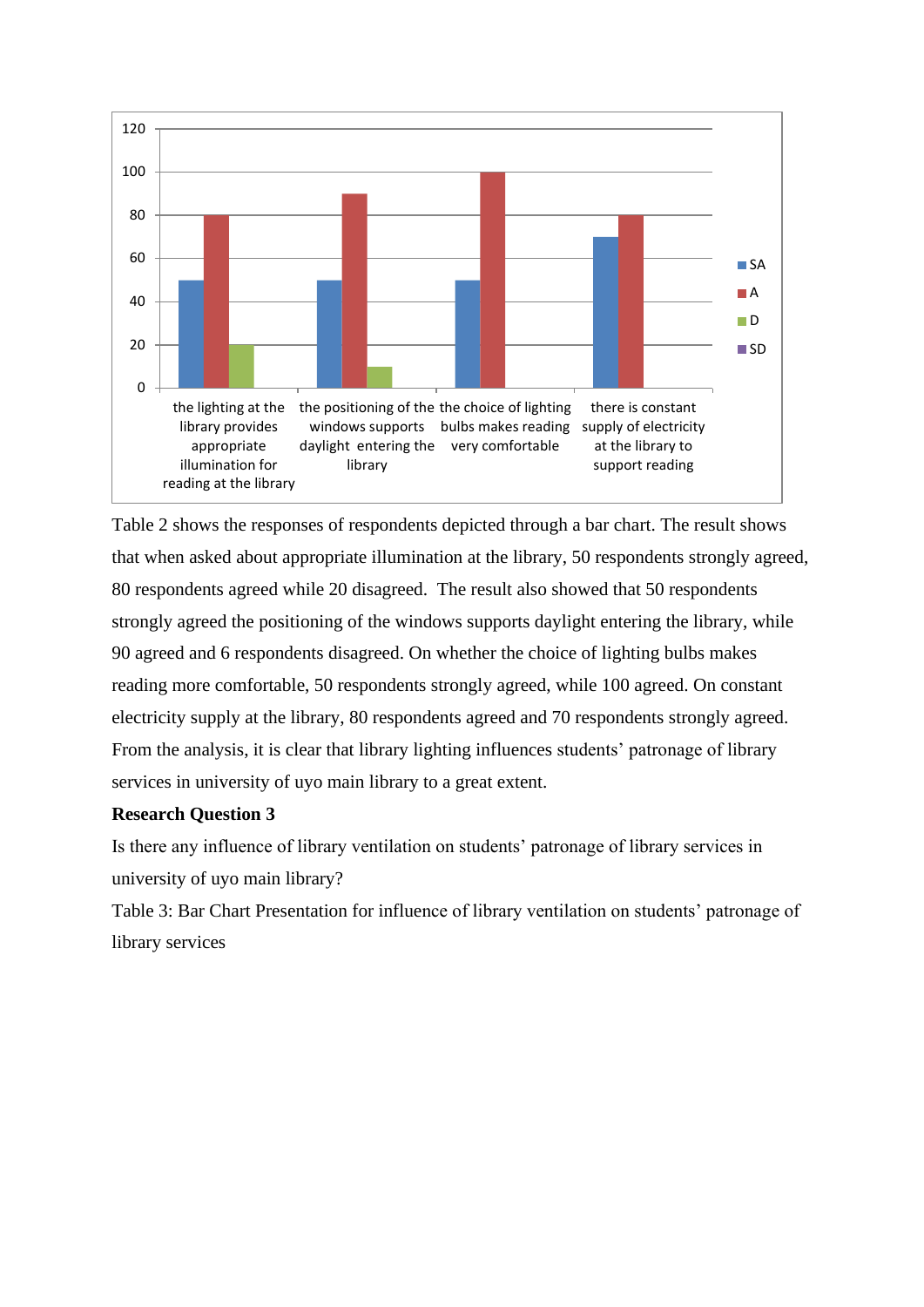| | SA | A | D | SD |
|---|---|---|---|---|
| the lighting at the library provides appropriate illumination for reading at the library | 50 | 80 | 20 | |
| the positioning of the windows supports daylight entering the library | 50 | 90 | 10 | |
| the choice of lighting bulbs makes reading very comfortable | 50 | 100 | | |
| there is constant supply of electricity at the library to support reading | 70 | 80 | | |

Table 2 shows the responses of respondents depicted through a bar chart. The result shows that when asked about appropriate illumination at the library, 50 respondents strongly agreed, 80 respondents agreed while 20 disagreed. The result also showed that 50 respondents strongly agreed the positioning of the windows supports daylight entering the library, while 90 agreed and 6 respondents disagreed. On whether the choice of lighting bulbs makes reading more comfortable, 50 respondents strongly agreed, while 100 agreed. On constant electricity supply at the library, 80 respondents agreed and 70 respondents strongly agreed. From the analysis, it is clear that library lighting influences students' patronage of library services in university of uyo main library to a great extent.

**Research Question 3**

Is there any influence of library ventilation on students' patronage of library services in university of uyo main library?

Table 3: Bar Chart Presentation for influence of library ventilation on students' patronage of library services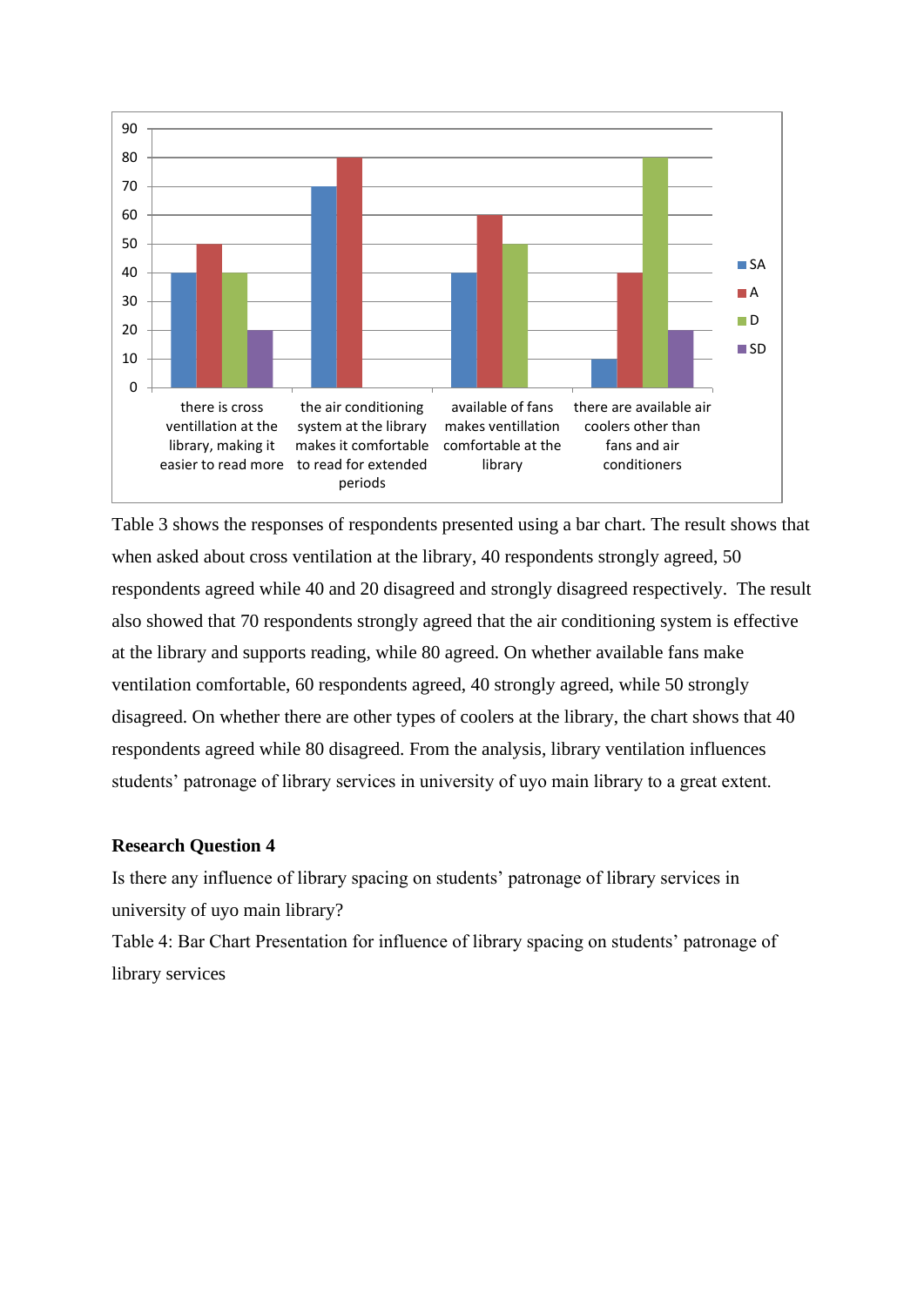| | SA | A | D | SD |
|---|---|---|---|---|
| there is cross ventillation at the library, making it easier to read more | 40 | 50 | 40 | 20 |
| the air conditioning system at the library makes it comfortable to read for extended periods | 70 | 80 | | |
| available of fans makes ventillation comfortable at the library | 40 | 60 | 50 | |
| there are available air coolers other than fans and air conditioners | 10 | 40 | 80 | 20 |

Table 3 shows the responses of respondents presented using a bar chart. The result shows that when asked about cross ventilation at the library, 40 respondents strongly agreed, 50 respondents agreed while 40 and 20 disagreed and strongly disagreed respectively. The result also showed that 70 respondents strongly agreed that the air conditioning system is effective at the library and supports reading, while 80 agreed. On whether available fans make ventilation comfortable, 60 respondents agreed, 40 strongly agreed, while 50 strongly disagreed. On whether there are other types of coolers at the library, the chart shows that 40 respondents agreed while 80 disagreed. From the analysis, library ventilation influences students' patronage of library services in university of uyo main library to a great extent.

**Research Question 4**

Is there any influence of library spacing on students' patronage of library services in university of uyo main library?

Table 4: Bar Chart Presentation for influence of library spacing on students' patronage of library services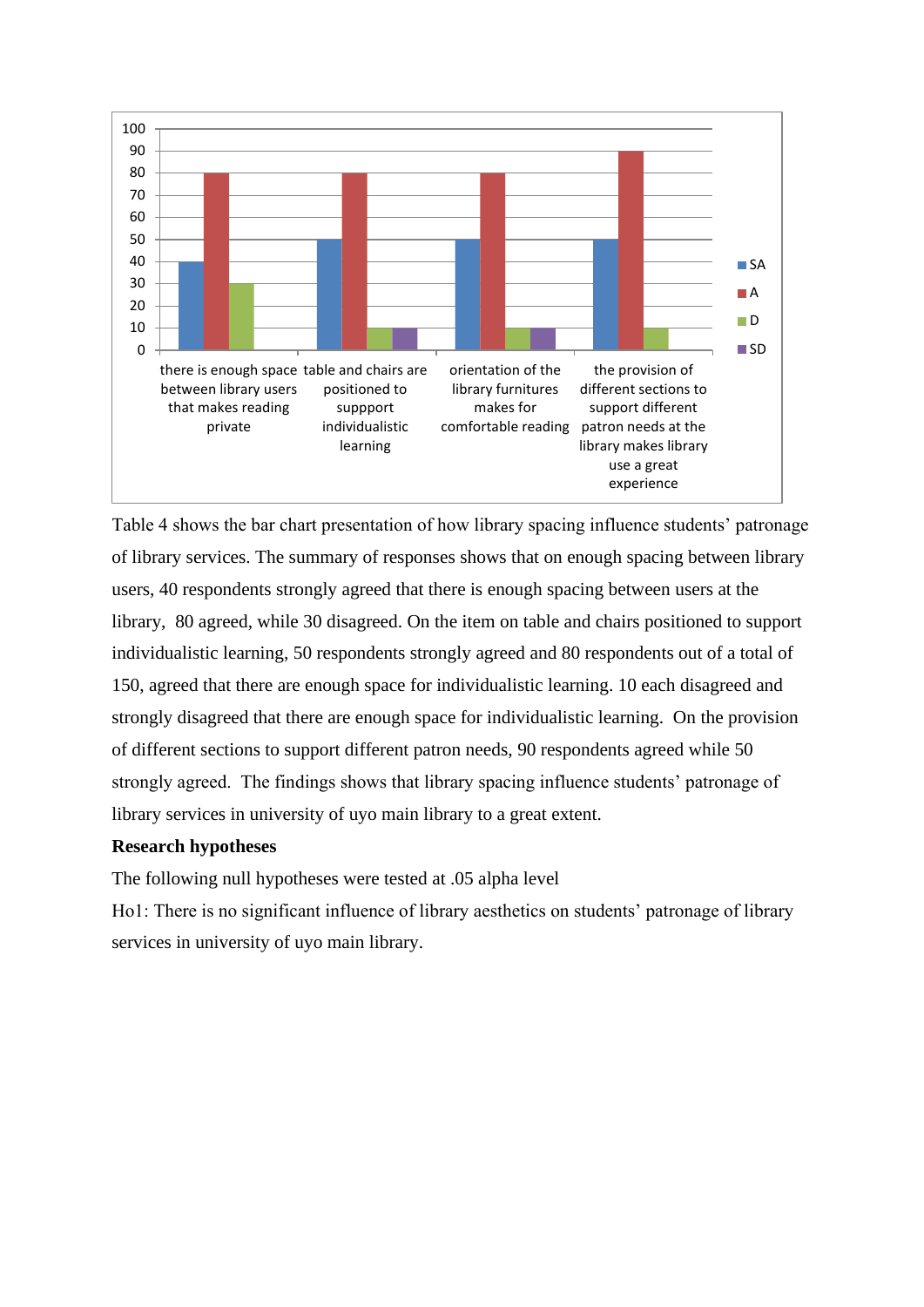| | SA | A | D | SD |
|---|---|---|---|---|
| there is enough space between library users that makes reading private | 40 | 80 | 30 | |
| table and chairs are positioned to suppport individualistic learning | 50 | 80 | 10 | 10 |
| orientation of the library furnitures makes for comfortable reading | 50 | 80 | 10 | 10 |
| the provision of different sections to support different patron needs at the library makes library use a great experience | 50 | 90 | 10 | |

Table 4 shows the bar chart presentation of how library spacing influence students' patronage of library services. The summary of responses shows that on enough spacing between library users, 40 respondents strongly agreed that there is enough spacing between users at the library, 80 agreed, while 30 disagreed. On the item on table and chairs positioned to support individualistic learning, 50 respondents strongly agreed and 80 respondents out of a total of 150, agreed that there are enough space for individualistic learning. 10 each disagreed and strongly disagreed that there are enough space for individualistic learning. On the provision of different sections to support different patron needs, 90 respondents agreed while 50 strongly agreed. The findings shows that library spacing influence students' patronage of library services in university of uyo main library to a great extent.

**Research hypotheses**

The following null hypotheses were tested at .05 alpha level

Ho1: There is no significant influence of library aesthetics on students' patronage of library services in university of uyo main library.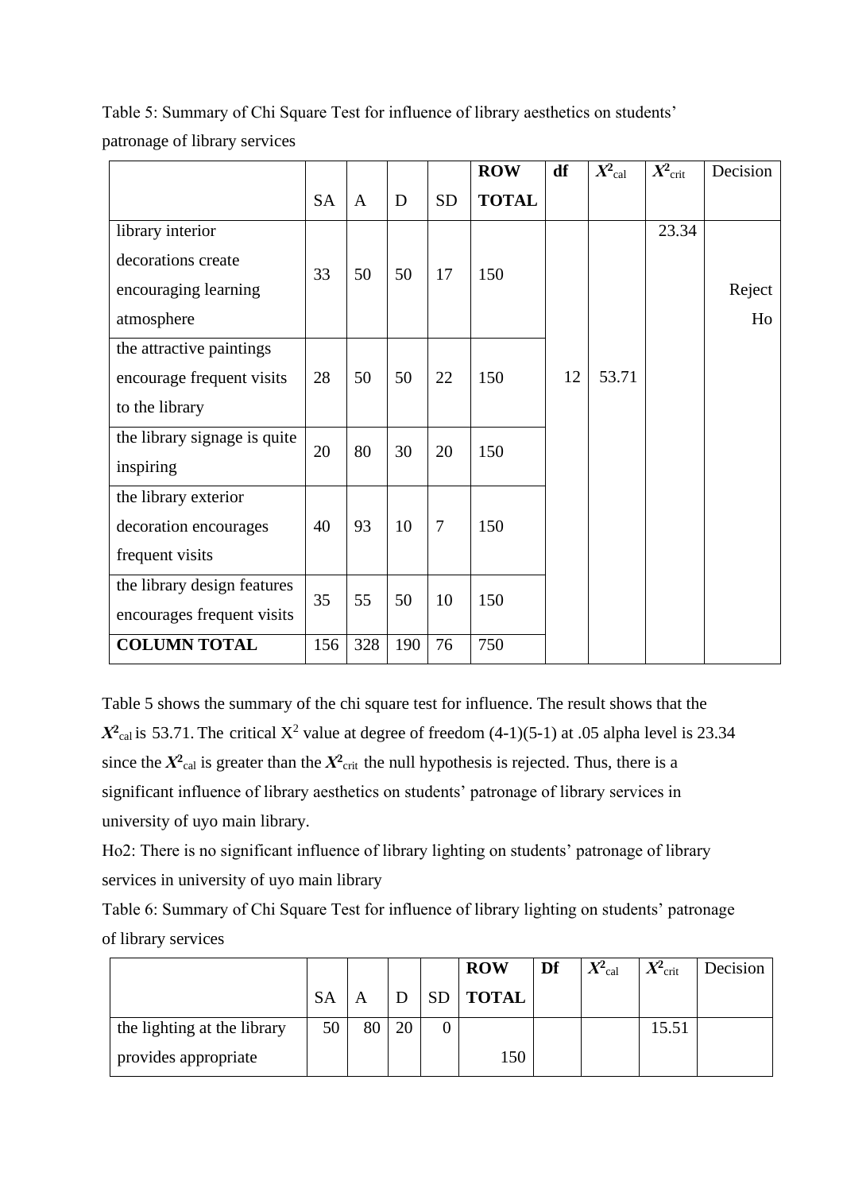Table 5: Summary of Chi Square Test for influence of library aesthetics on students' patronage of library services

| | SA | A | D | SD | ROW TOTAL | df | $X^2_{cal}$ | $X^2_{crit}$ | Decision |
|---|---|---|---|---|---|---|---|---|---|
| library interior decorations create encouraging learning atmosphere | 33 | 50 | 50 | 17 | 150 | 12 | 53.71 | 23.34 | Reject Ho |
| the attractive paintings encourage frequent visits to the library | 28 | 50 | 50 | 22 | 150 | | | | |
| the library signage is quite inspiring | 20 | 80 | 30 | 20 | 150 | | | | |
| the library exterior decoration encourages frequent visits | 40 | 93 | 10 | 7 | 150 | | | | |
| the library design features encourages frequent visits | 35 | 55 | 50 | 10 | 150 | | | | |
| **COLUMN TOTAL** | 156 | 328 | 190 | 76 | 750 | | | | |

Table 5 shows the summary of the chi square test for influence. The result shows that the $X^2_{cal}$ is 53.71. The critical $X^2$ value at degree of freedom (4-1)(5-1) at .05 alpha level is 23.34 since the $X^2_{cal}$ is greater than the $X^2_{crit}$ the null hypothesis is rejected. Thus, there is a significant influence of library aesthetics on students' patronage of library services in university of uyo main library.

Ho2: There is no significant influence of library lighting on students' patronage of library services in university of uyo main library

Table 6: Summary of Chi Square Test for influence of library lighting on students' patronage of library services

| | SA | A | D | SD | ROW TOTAL | Df | $X^2_{cal}$ | $X^2_{crit}$ | Decision |
|---|---|---|---|---|---|---|---|---|---|
| the lighting at the library provides appropriate | 50 | 80 | 20 | 0 | 150 | | | 15.51 | |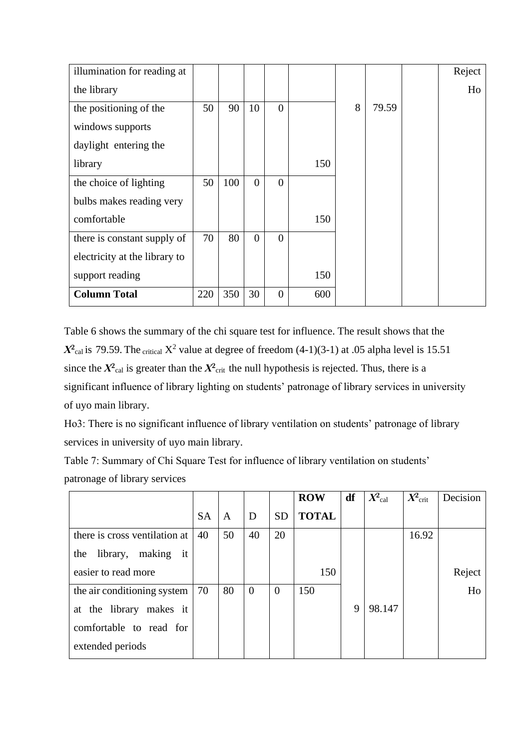| | | | | | | | | | |
|---|---|---|---|---|---|---|---|---|---|
| illumination for reading at the library | | | | | | | | | Reject Ho |
| the positioning of the windows supports daylight entering the library | 50 | 90 | 10 | 0 | 150 | 8 | 79.59 | | |
| the choice of lighting bulbs makes reading very comfortable | 50 | 100 | 0 | 0 | 150 | | | | |
| there is constant supply of electricity at the library to support reading | 70 | 80 | 0 | 0 | 150 | | | | |
| **Column Total** | 220 | 350 | 30 | 0 | 600 | | | | |

Table 6 shows the summary of the chi square test for influence. The result shows that the $\boldsymbol{X}^{\mathbf{2}}_{\text{cal}}$ is 79.59. The $_{\text{critical}}$ $X^2$ value at degree of freedom (4-1)(3-1) at .05 alpha level is 15.51 since the $\boldsymbol{X}^{\mathbf{2}}_{\text{cal}}$ is greater than the $\boldsymbol{X}^{\mathbf{2}}_{\text{crit}}$ the null hypothesis is rejected. Thus, there is a significant influence of library lighting on students' patronage of library services in university of uyo main library.

Ho3: There is no significant influence of library ventilation on students' patronage of library services in university of uyo main library.

Table 7: Summary of Chi Square Test for influence of library ventilation on students' patronage of library services

| | SA | A | D | SD | **ROW TOTAL** | **df** | $\boldsymbol{X}^{\mathbf{2}}_{\text{cal}}$ | $\boldsymbol{X}^{\mathbf{2}}_{\text{crit}}$ | Decision |
|---|---|---|---|---|---|---|---|---|---|
| there is cross ventilation at the library, making it easier to read more | 40 | 50 | 40 | 20 | 150 | | | 16.92 | Reject Ho |
| the air conditioning system at the library makes it comfortable to read for extended periods | 70 | 80 | 0 | 0 | 150 | 9 | 98.147 | | |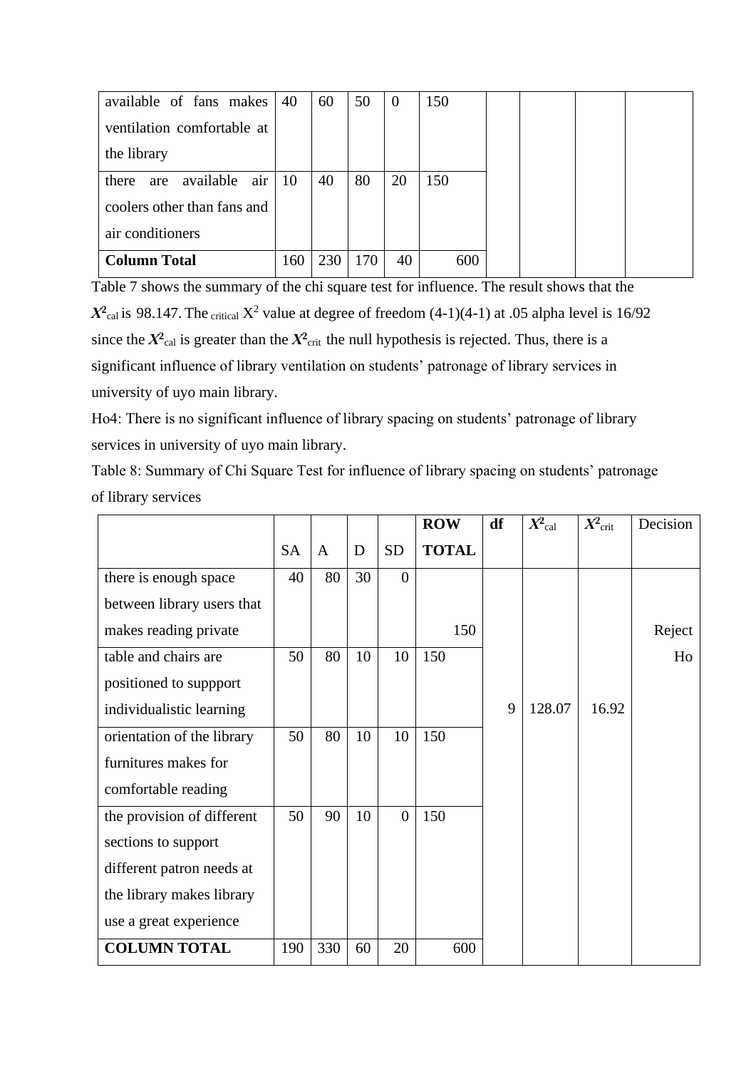| | | | | | | | | | |
|---|---|---|---|---|---|---|---|---|---|
| available of fans makes ventilation comfortable at the library | 40 | 60 | 50 | 0 | 150 | | | | |
| there are available air coolers other than fans and air conditioners | 10 | 40 | 80 | 20 | 150 | | | | |
| **Column Total** | 160 | 230 | 170 | 40 | 600 | | | | |

Table 7 shows the summary of the chi square test for influence. The result shows that the $X^2_{cal}$ is 98.147. The critical $X^2$ value at degree of freedom (4-1)(4-1) at .05 alpha level is 16/92 since the $X^2_{cal}$ is greater than the $X^2_{crit}$ the null hypothesis is rejected. Thus, there is a significant influence of library ventilation on students' patronage of library services in university of uyo main library.

Ho4: There is no significant influence of library spacing on students' patronage of library services in university of uyo main library.

Table 8: Summary of Chi Square Test for influence of library spacing on students' patronage of library services

| | SA | A | D | SD | **ROW TOTAL** | **df** | $X^2_{cal}$ | $X^2_{crit}$ | Decision |
|---|---|---|---|---|---|---|---|---|---|
| there is enough space between library users that makes reading private | 40 | 80 | 30 | 0 | 150 | | | | Reject Ho |
| table and chairs are positioned to suppport individualistic learning | 50 | 80 | 10 | 10 | 150 | 9 | 128.07 | 16.92 | |
| orientation of the library furnitures makes for comfortable reading | 50 | 80 | 10 | 10 | 150 | | | | |
| the provision of different sections to support different patron needs at the library makes library use a great experience | 50 | 90 | 10 | 0 | 150 | | | | |
| **COLUMN TOTAL** | 190 | 330 | 60 | 20 | 600 | | | | |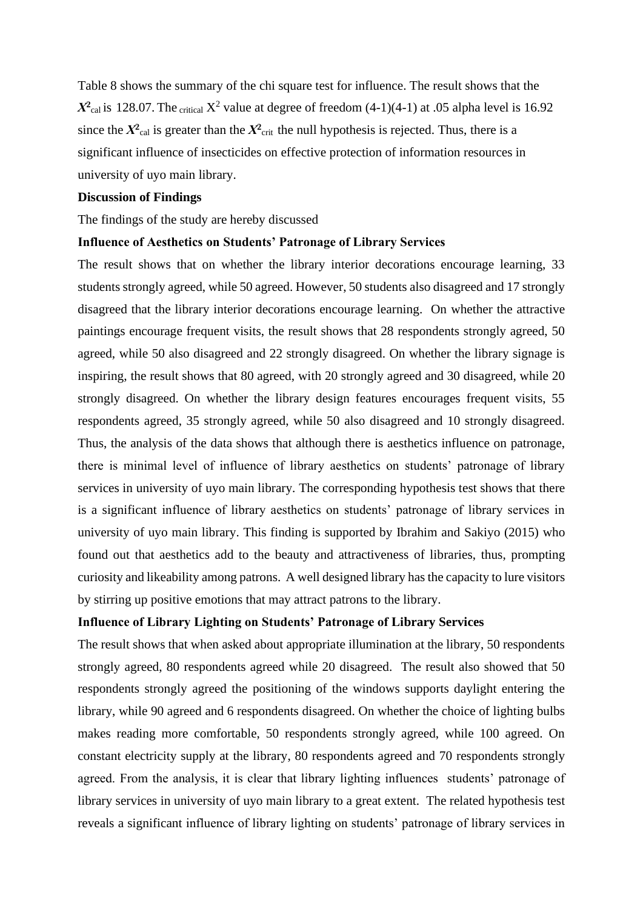Table 8 shows the summary of the chi square test for influence. The result shows that the $X^2_{cal}$ is 128.07. The $_{critical}$ $X^2$ value at degree of freedom (4-1)(4-1) at .05 alpha level is 16.92 since the $X^2_{cal}$ is greater than the $X^2_{crit}$ the null hypothesis is rejected. Thus, there is a significant influence of insecticides on effective protection of information resources in university of uyo main library.

**Discussion of Findings**

The findings of the study are hereby discussed

**Influence of Aesthetics on Students' Patronage of Library Services**

The result shows that on whether the library interior decorations encourage learning, 33 students strongly agreed, while 50 agreed. However, 50 students also disagreed and 17 strongly disagreed that the library interior decorations encourage learning. On whether the attractive paintings encourage frequent visits, the result shows that 28 respondents strongly agreed, 50 agreed, while 50 also disagreed and 22 strongly disagreed. On whether the library signage is inspiring, the result shows that 80 agreed, with 20 strongly agreed and 30 disagreed, while 20 strongly disagreed. On whether the library design features encourages frequent visits, 55 respondents agreed, 35 strongly agreed, while 50 also disagreed and 10 strongly disagreed. Thus, the analysis of the data shows that although there is aesthetics influence on patronage, there is minimal level of influence of library aesthetics on students' patronage of library services in university of uyo main library. The corresponding hypothesis test shows that there is a significant influence of library aesthetics on students' patronage of library services in university of uyo main library. This finding is supported by Ibrahim and Sakiyo (2015) who found out that aesthetics add to the beauty and attractiveness of libraries, thus, prompting curiosity and likeability among patrons. A well designed library has the capacity to lure visitors by stirring up positive emotions that may attract patrons to the library.

**Influence of Library Lighting on Students' Patronage of Library Services**

The result shows that when asked about appropriate illumination at the library, 50 respondents strongly agreed, 80 respondents agreed while 20 disagreed. The result also showed that 50 respondents strongly agreed the positioning of the windows supports daylight entering the library, while 90 agreed and 6 respondents disagreed. On whether the choice of lighting bulbs makes reading more comfortable, 50 respondents strongly agreed, while 100 agreed. On constant electricity supply at the library, 80 respondents agreed and 70 respondents strongly agreed. From the analysis, it is clear that library lighting influences students' patronage of library services in university of uyo main library to a great extent. The related hypothesis test reveals a significant influence of library lighting on students' patronage of library services in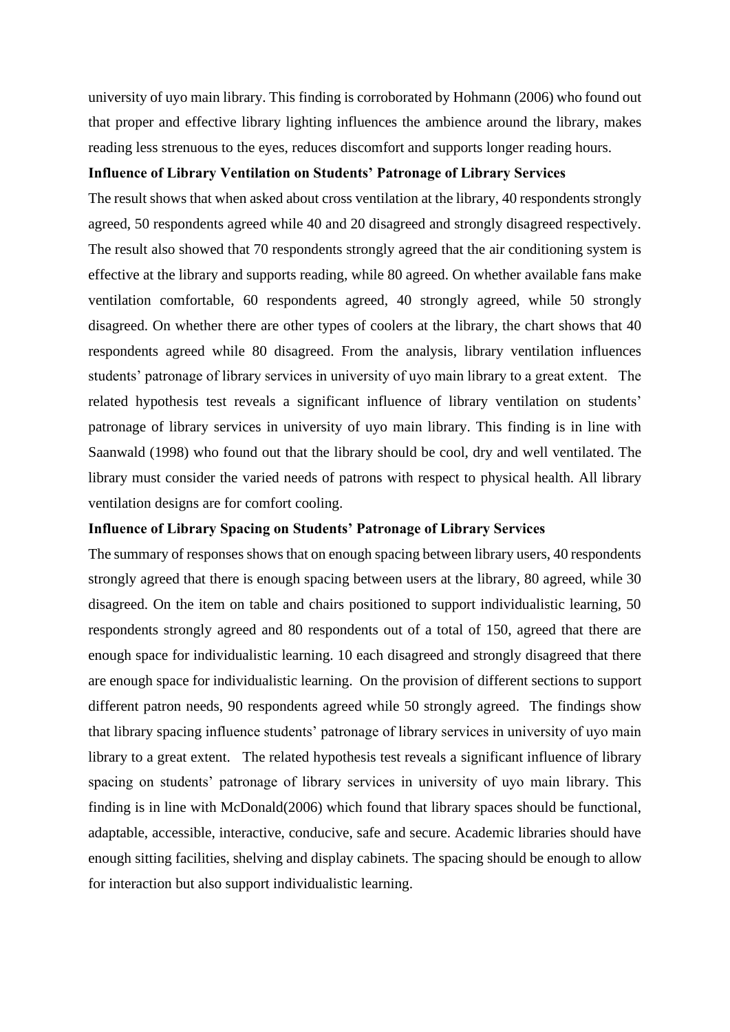university of uyo main library. This finding is corroborated by Hohmann (2006) who found out that proper and effective library lighting influences the ambience around the library, makes reading less strenuous to the eyes, reduces discomfort and supports longer reading hours.

**Influence of Library Ventilation on Students' Patronage of Library Services**

The result shows that when asked about cross ventilation at the library, 40 respondents strongly agreed, 50 respondents agreed while 40 and 20 disagreed and strongly disagreed respectively. The result also showed that 70 respondents strongly agreed that the air conditioning system is effective at the library and supports reading, while 80 agreed. On whether available fans make ventilation comfortable, 60 respondents agreed, 40 strongly agreed, while 50 strongly disagreed. On whether there are other types of coolers at the library, the chart shows that 40 respondents agreed while 80 disagreed. From the analysis, library ventilation influences students' patronage of library services in university of uyo main library to a great extent. The related hypothesis test reveals a significant influence of library ventilation on students' patronage of library services in university of uyo main library. This finding is in line with Saanwald (1998) who found out that the library should be cool, dry and well ventilated. The library must consider the varied needs of patrons with respect to physical health. All library ventilation designs are for comfort cooling.

**Influence of Library Spacing on Students' Patronage of Library Services**

The summary of responses shows that on enough spacing between library users, 40 respondents strongly agreed that there is enough spacing between users at the library, 80 agreed, while 30 disagreed. On the item on table and chairs positioned to support individualistic learning, 50 respondents strongly agreed and 80 respondents out of a total of 150, agreed that there are enough space for individualistic learning. 10 each disagreed and strongly disagreed that there are enough space for individualistic learning. On the provision of different sections to support different patron needs, 90 respondents agreed while 50 strongly agreed. The findings show that library spacing influence students' patronage of library services in university of uyo main library to a great extent. The related hypothesis test reveals a significant influence of library spacing on students' patronage of library services in university of uyo main library. This finding is in line with McDonald(2006) which found that library spaces should be functional, adaptable, accessible, interactive, conducive, safe and secure. Academic libraries should have enough sitting facilities, shelving and display cabinets. The spacing should be enough to allow for interaction but also support individualistic learning.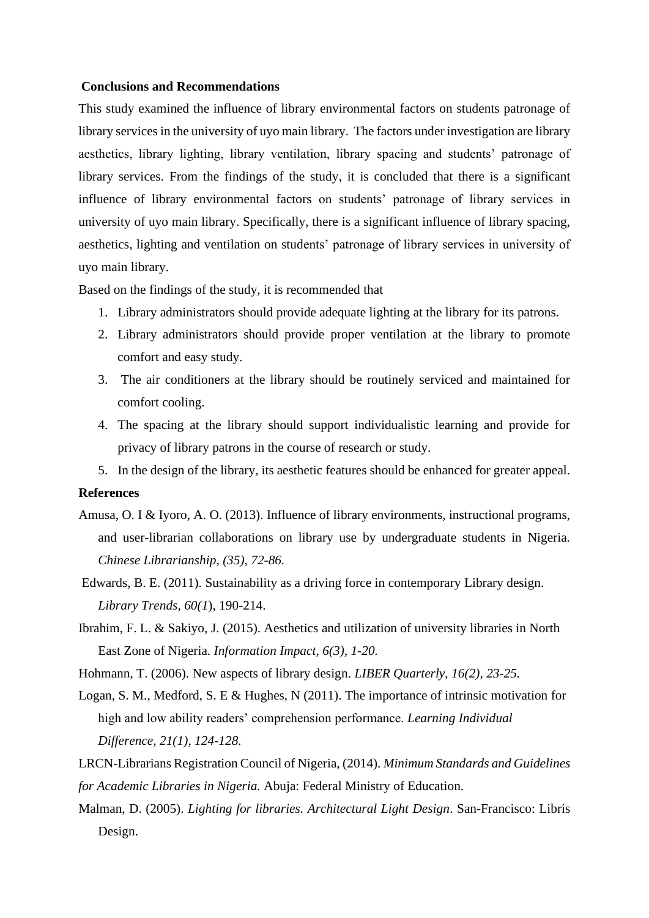**Conclusions and Recommendations**

This study examined the influence of library environmental factors on students patronage of library services in the university of uyo main library. The factors under investigation are library aesthetics, library lighting, library ventilation, library spacing and students' patronage of library services. From the findings of the study, it is concluded that there is a significant influence of library environmental factors on students' patronage of library services in university of uyo main library. Specifically, there is a significant influence of library spacing, aesthetics, lighting and ventilation on students' patronage of library services in university of uyo main library.

Based on the findings of the study, it is recommended that

1. Library administrators should provide adequate lighting at the library for its patrons.
2. Library administrators should provide proper ventilation at the library to promote comfort and easy study.
3. The air conditioners at the library should be routinely serviced and maintained for comfort cooling.
4. The spacing at the library should support individualistic learning and provide for privacy of library patrons in the course of research or study.
5. In the design of the library, its aesthetic features should be enhanced for greater appeal.

**References**

Amusa, O. I & Iyoro, A. O. (2013). Influence of library environments, instructional programs, and user-librarian collaborations on library use by undergraduate students in Nigeria. *Chinese Librarianship, (35), 72-86.*

Edwards, B. E. (2011). Sustainability as a driving force in contemporary Library design. *Library Trends, 60(1*), 190-214.

Ibrahim, F. L. & Sakiyo, J. (2015). Aesthetics and utilization of university libraries in North East Zone of Nigeria. *Information Impact, 6(3), 1-20.*

Hohmann, T. (2006). New aspects of library design. *LIBER Quarterly, 16(2), 23-25.*

Logan, S. M., Medford, S. E & Hughes, N (2011). The importance of intrinsic motivation for high and low ability readers' comprehension performance. *Learning Individual Difference, 21(1), 124-128.*

LRCN-Librarians Registration Council of Nigeria, (2014). *Minimum Standards and Guidelines for Academic Libraries in Nigeria.* Abuja: Federal Ministry of Education.

Malman, D. (2005). *Lighting for libraries. Architectural Light Design*. San-Francisco: Libris Design.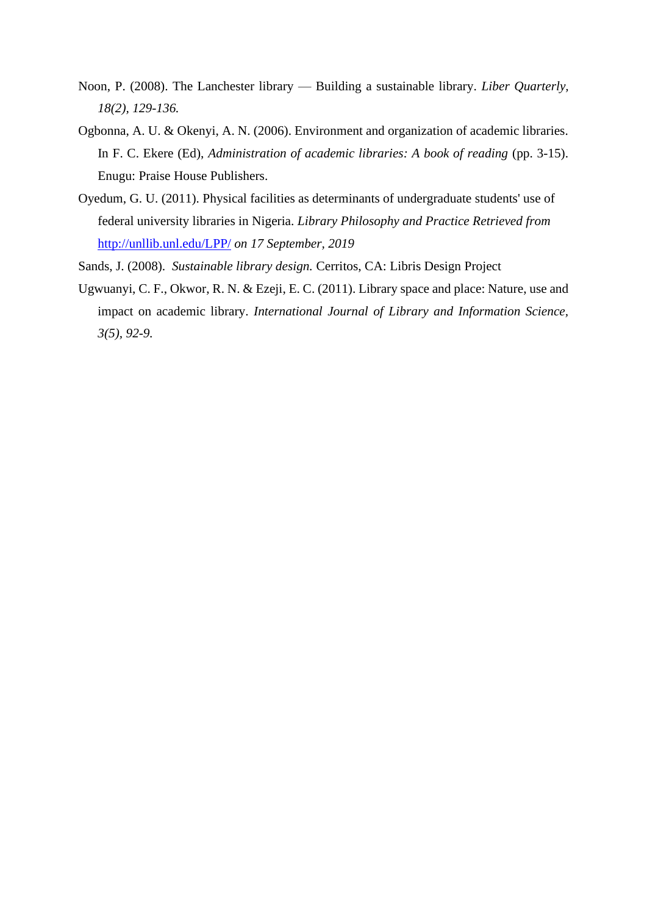Noon, P. (2008). The Lanchester library — Building a sustainable library. *Liber Quarterly, 18(2), 129-136.*

Ogbonna, A. U. & Okenyi, A. N. (2006). Environment and organization of academic libraries. In F. C. Ekere (Ed), *Administration of academic libraries: A book of reading* (pp. 3-15). Enugu: Praise House Publishers.

Oyedum, G. U. (2011). Physical facilities as determinants of undergraduate students' use of federal university libraries in Nigeria. *Library Philosophy and Practice Retrieved from* http://unllib.unl.edu/LPP/ *on 17 September, 2019*

Sands, J. (2008). *Sustainable library design.* Cerritos, CA: Libris Design Project

Ugwuanyi, C. F., Okwor, R. N. & Ezeji, E. C. (2011). Library space and place: Nature, use and impact on academic library. *International Journal of Library and Information Science, 3(5), 92-9.*